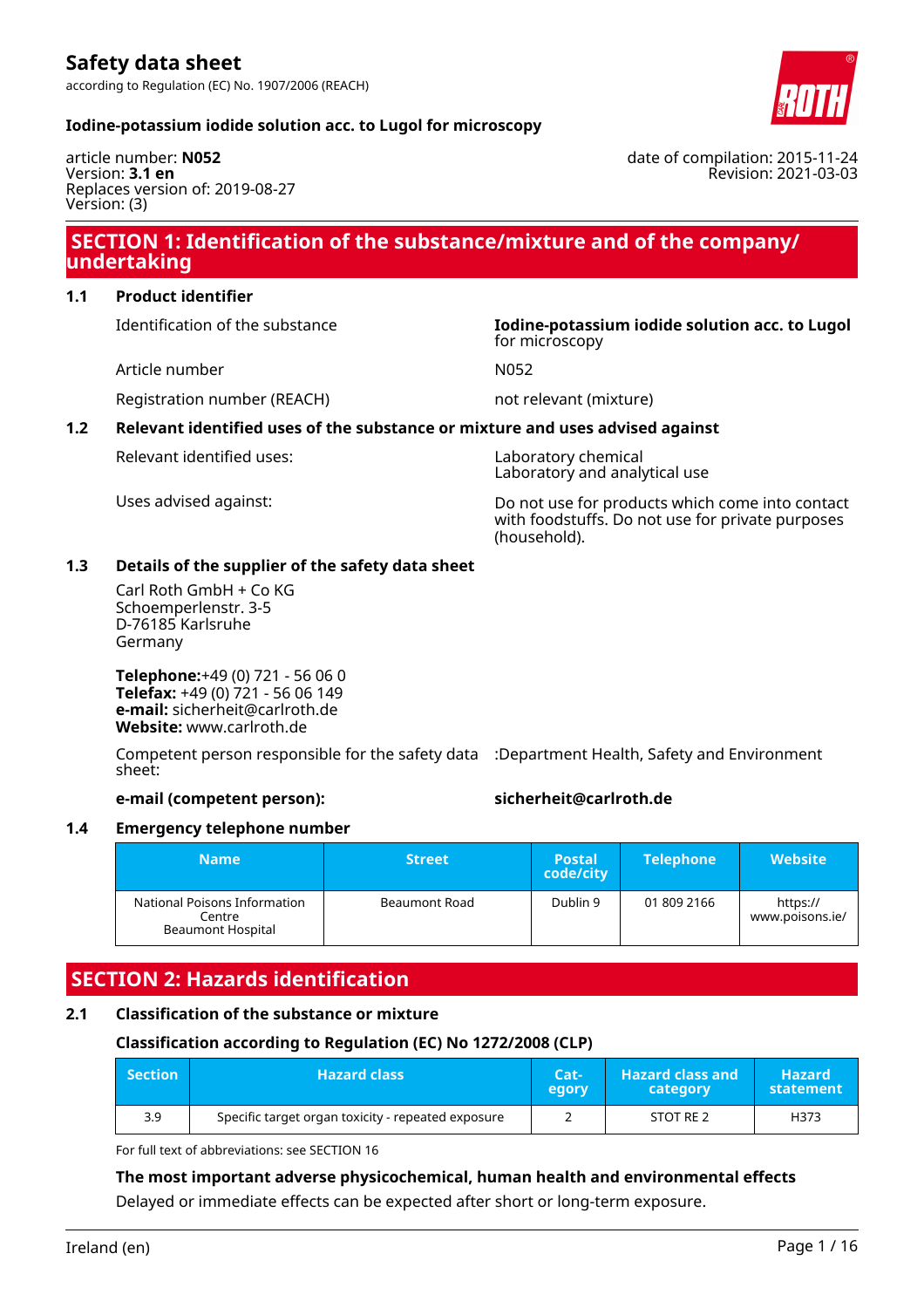# Safety data sheet

according to Regulation (EC) No. 1907/2006 (REACH)

**Iodine-potassium iodide solution acc. to Lugol for microscopy**

article number: **N052**
Version: **3.1 en**
Replaces version of: 2019-08-27
Version: (3)

date of compilation: 2015-11-24
Revision: 2021-03-03

## SECTION 1: Identification of the substance/mixture and of the company/ undertaking

### 1.1 Product identifier

| | |
|---|---|
| Identification of the substance | **Iodine-potassium iodide solution acc. to Lugol** for microscopy |
| Article number | N052 |
| Registration number (REACH) | not relevant (mixture) |

### 1.2 Relevant identified uses of the substance or mixture and uses advised against

| | |
|---|---|
| Relevant identified uses: | Laboratory chemical<br>Laboratory and analytical use |
| Uses advised against: | Do not use for products which come into contact with foodstuffs. Do not use for private purposes (household). |

### 1.3 Details of the supplier of the safety data sheet

Carl Roth GmbH + Co KG
Schoemperlenstr. 3-5
D-76185 Karlsruhe
Germany

**Telephone:**+49 (0) 721 - 56 06 0
**Telefax:** +49 (0) 721 - 56 06 149
**e-mail:** sicherheit@carlroth.de
**Website:** www.carlroth.de

Competent person responsible for the safety data sheet: :Department Health, Safety and Environment

**e-mail (competent person):** **sicherheit@carlroth.de**

### 1.4 Emergency telephone number

| Name | Street | Postal code/city | Telephone | Website |
|---|---|---|---|---|
| National Poisons Information Centre Beaumont Hospital | Beaumont Road | Dublin 9 | 01 809 2166 | https://www.poisons.ie/ |

## SECTION 2: Hazards identification

### 2.1 Classification of the substance or mixture

**Classification according to Regulation (EC) No 1272/2008 (CLP)**

| Section | Hazard class | Category | Hazard class and category | Hazard statement |
|---|---|---|---|---|
| 3.9 | Specific target organ toxicity - repeated exposure | 2 | STOT RE 2 | H373 |

For full text of abbreviations: see SECTION 16

**The most important adverse physicochemical, human health and environmental effects**

Delayed or immediate effects can be expected after short or long-term exposure.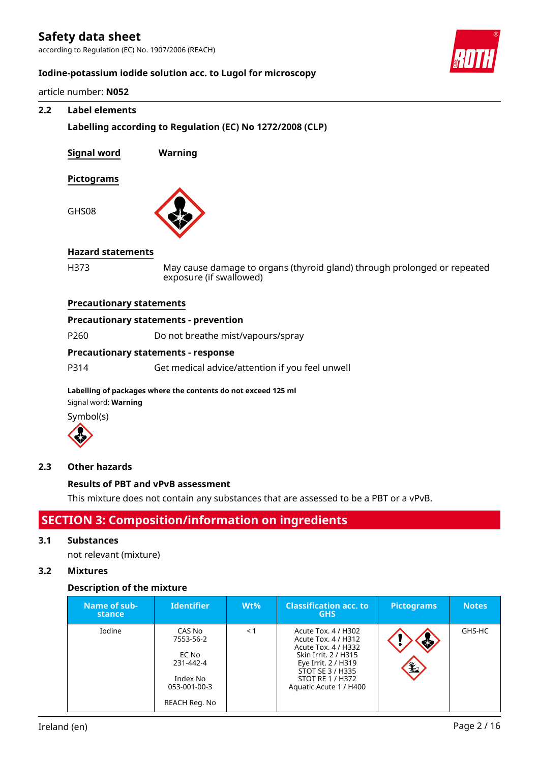### 2.2 Label elements

**Labelling according to Regulation (EC) No 1272/2008 (CLP)**

**Signal word** **Warning**

**Pictograms**

GHS08

**Hazard statements**

H373 May cause damage to organs (thyroid gland) through prolonged or repeated exposure (if swallowed)

**Precautionary statements**

**Precautionary statements - prevention**

P260 Do not breathe mist/vapours/spray

**Precautionary statements - response**

P314 Get medical advice/attention if you feel unwell

**Labelling of packages where the contents do not exceed 125 ml**

Signal word: **Warning**

Symbol(s)

### 2.3 Other hazards

**Results of PBT and vPvB assessment**

This mixture does not contain any substances that are assessed to be a PBT or a vPvB.

## SECTION 3: Composition/information on ingredients

### 3.1 Substances

not relevant (mixture)

### 3.2 Mixtures

**Description of the mixture**

| Name of substance | Identifier | Wt% | Classification acc. to GHS | Pictograms | Notes |
|---|---|---|---|---|---|
| Iodine | CAS No 7553-56-2<br><br>EC No 231-442-4<br><br>Index No 053-001-00-3<br><br>REACH Reg. No | < 1 | Acute Tox. 4 / H302<br>Acute Tox. 4 / H312<br>Acute Tox. 4 / H332<br>Skin Irrit. 2 / H315<br>Eye Irrit. 2 / H319<br>STOT SE 3 / H335<br>STOT RE 1 / H372<br>Aquatic Acute 1 / H400 | | GHS-HC |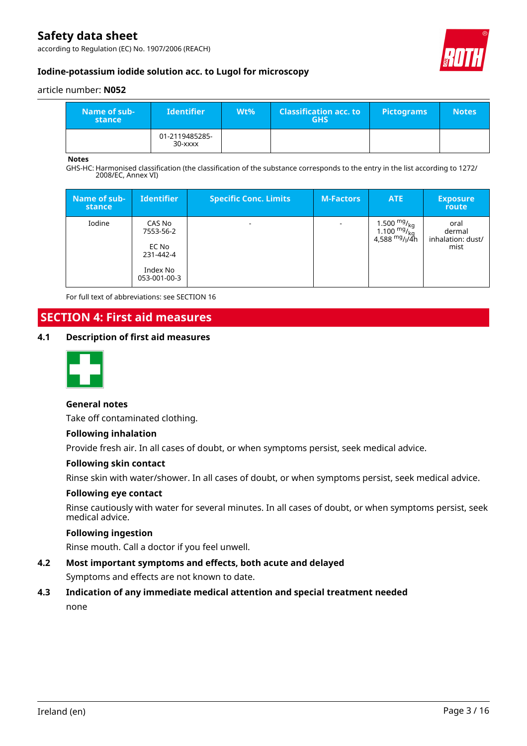| Name of substance | Identifier | Wt% | Classification acc. to GHS | Pictograms | Notes |
|---|---|---|---|---|---|
| | 01-2119485285-30-xxxx | | | | |

**Notes**

GHS-HC: Harmonised classification (the classification of the substance corresponds to the entry in the list according to 1272/2008/EC, Annex VI)

| Name of substance | Identifier | Specific Conc. Limits | M-Factors | ATE | Exposure route |
|---|---|---|---|---|---|
| Iodine | CAS No 7553-56-2<br><br>EC No 231-442-4<br><br>Index No 053-001-00-3 | - | - | 1.500 $^{mg}/_{kg}$<br>1.100 $^{mg}/_{kg}$<br>4,588 $^{mg}/_{l}/4h$ | oral<br>dermal<br>inhalation: dust/mist |

For full text of abbreviations: see SECTION 16

# SECTION 4: First aid measures

## 4.1 Description of first aid measures

### General notes

Take off contaminated clothing.

### Following inhalation

Provide fresh air. In all cases of doubt, or when symptoms persist, seek medical advice.

### Following skin contact

Rinse skin with water/shower. In all cases of doubt, or when symptoms persist, seek medical advice.

### Following eye contact

Rinse cautiously with water for several minutes. In all cases of doubt, or when symptoms persist, seek medical advice.

### Following ingestion

Rinse mouth. Call a doctor if you feel unwell.

## 4.2 Most important symptoms and effects, both acute and delayed

Symptoms and effects are not known to date.

## 4.3 Indication of any immediate medical attention and special treatment needed

none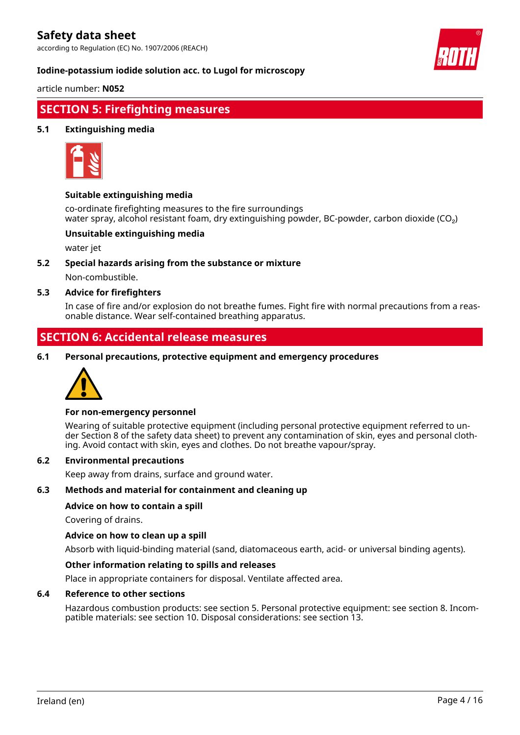## SECTION 5: Firefighting measures

### 5.1 Extinguishing media

**Suitable extinguishing media**

co-ordinate firefighting measures to the fire surroundings
water spray, alcohol resistant foam, dry extinguishing powder, BC-powder, carbon dioxide ($CO_2$)

**Unsuitable extinguishing media**

water jet

### 5.2 Special hazards arising from the substance or mixture

Non-combustible.

### 5.3 Advice for firefighters

In case of fire and/or explosion do not breathe fumes. Fight fire with normal precautions from a reasonable distance. Wear self-contained breathing apparatus.

## SECTION 6: Accidental release measures

### 6.1 Personal precautions, protective equipment and emergency procedures

**For non-emergency personnel**

Wearing of suitable protective equipment (including personal protective equipment referred to under Section 8 of the safety data sheet) to prevent any contamination of skin, eyes and personal clothing. Avoid contact with skin, eyes and clothes. Do not breathe vapour/spray.

### 6.2 Environmental precautions

Keep away from drains, surface and ground water.

### 6.3 Methods and material for containment and cleaning up

**Advice on how to contain a spill**

Covering of drains.

**Advice on how to clean up a spill**

Absorb with liquid-binding material (sand, diatomaceous earth, acid- or universal binding agents).

**Other information relating to spills and releases**

Place in appropriate containers for disposal. Ventilate affected area.

### 6.4 Reference to other sections

Hazardous combustion products: see section 5. Personal protective equipment: see section 8. Incompatible materials: see section 10. Disposal considerations: see section 13.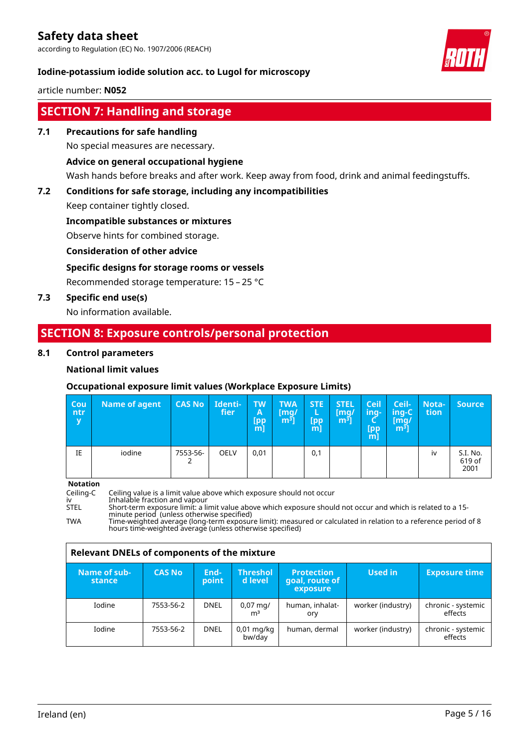## SECTION 7: Handling and storage

### 7.1 Precautions for safe handling

No special measures are necessary.

**Advice on general occupational hygiene**

Wash hands before breaks and after work. Keep away from food, drink and animal feedingstuffs.

### 7.2 Conditions for safe storage, including any incompatibilities

Keep container tightly closed.

**Incompatible substances or mixtures**

Observe hints for combined storage.

**Consideration of other advice**

**Specific designs for storage rooms or vessels**

Recommended storage temperature: 15 – 25 °C

### 7.3 Specific end use(s)

No information available.

## SECTION 8: Exposure controls/personal protection

### 8.1 Control parameters

**National limit values**

**Occupational exposure limit values (Workplace Exposure Limits)**

| Country | Name of agent | CAS No | Identifier | TWA [ppm] | TWA [mg/m³] | STEL [ppm] | STEL [mg/m³] | Ceiling-C [ppm] | Ceiling-C [mg/m³] | Notation | Source |
|---|---|---|---|---|---|---|---|---|---|---|---|
| IE | iodine | 7553-56-2 | OELV | 0,01 | | 0,1 | | | | iv | S.I. No. 619 of 2001 |

**Notation**

Ceiling-C Ceiling value is a limit value above which exposure should not occur
iv Inhalable fraction and vapour
STEL Short-term exposure limit: a limit value above which exposure should not occur and which is related to a 15-minute period (unless otherwise specified)
TWA Time-weighted average (long-term exposure limit): measured or calculated in relation to a reference period of 8 hours time-weighted average (unless otherwise specified)

**Relevant DNELs of components of the mixture**

| Name of substance | CAS No | End-point | Threshold level | Protection goal, route of exposure | Used in | Exposure time |
|---|---|---|---|---|---|---|
| Iodine | 7553-56-2 | DNEL | 0,07 mg/m³ | human, inhalatory | worker (industry) | chronic - systemic effects |
| Iodine | 7553-56-2 | DNEL | 0,01 mg/kg bw/day | human, dermal | worker (industry) | chronic - systemic effects |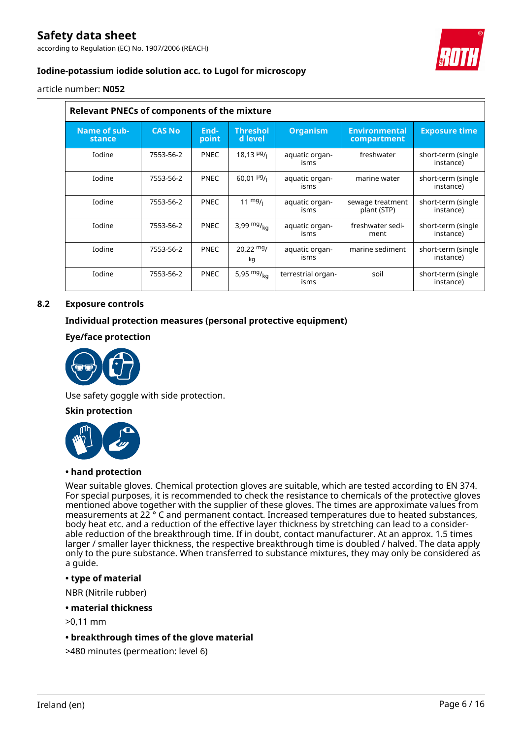| Relevant PNECs of components of the mixture | | | | | | |
|---|---|---|---|---|---|---|
| Name of substance | CAS No | Endpoint | Threshold level | Organism | Environmental compartment | Exposure time |
| Iodine | 7553-56-2 | PNEC | 18,13 $^{µg}/_{l}$ | aquatic organisms | freshwater | short-term (single instance) |
| Iodine | 7553-56-2 | PNEC | 60,01 $^{µg}/_{l}$ | aquatic organisms | marine water | short-term (single instance) |
| Iodine | 7553-56-2 | PNEC | 11 $^{mg}/_{l}$ | aquatic organisms | sewage treatment plant (STP) | short-term (single instance) |
| Iodine | 7553-56-2 | PNEC | 3,99 $^{mg}/_{kg}$ | aquatic organisms | freshwater sediment | short-term (single instance) |
| Iodine | 7553-56-2 | PNEC | 20,22 $^{mg}/_{kg}$ | aquatic organisms | marine sediment | short-term (single instance) |
| Iodine | 7553-56-2 | PNEC | 5,95 $^{mg}/_{kg}$ | terrestrial organisms | soil | short-term (single instance) |

## 8.2 Exposure controls

### Individual protection measures (personal protective equipment)

#### Eye/face protection

Use safety goggle with side protection.

#### Skin protection

**• hand protection**

Wear suitable gloves. Chemical protection gloves are suitable, which are tested according to EN 374. For special purposes, it is recommended to check the resistance to chemicals of the protective gloves mentioned above together with the supplier of these gloves. The times are approximate values from measurements at 22 ° C and permanent contact. Increased temperatures due to heated substances, body heat etc. and a reduction of the effective layer thickness by stretching can lead to a considerable reduction of the breakthrough time. If in doubt, contact manufacturer. At an approx. 1.5 times larger / smaller layer thickness, the respective breakthrough time is doubled / halved. The data apply only to the pure substance. When transferred to substance mixtures, they may only be considered as a guide.

**• type of material**

NBR (Nitrile rubber)

**• material thickness**

>0,11 mm

**• breakthrough times of the glove material**

>480 minutes (permeation: level 6)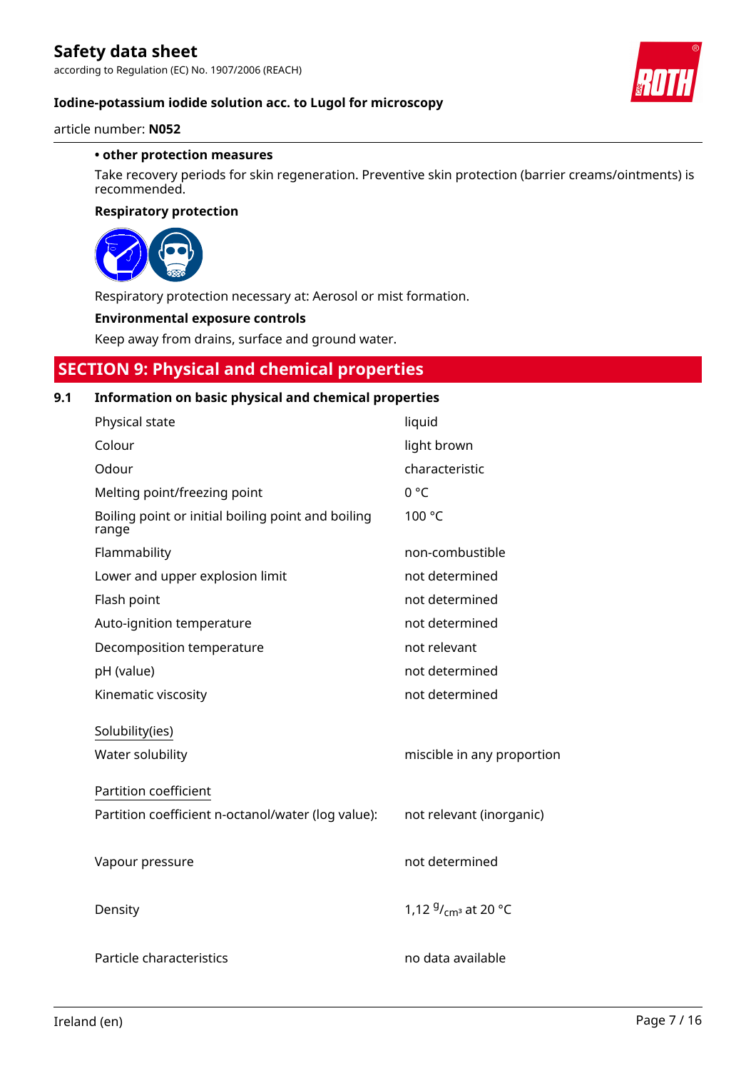**• other protection measures**

Take recovery periods for skin regeneration. Preventive skin protection (barrier creams/ointments) is recommended.

**Respiratory protection**

Respiratory protection necessary at: Aerosol or mist formation.

**Environmental exposure controls**

Keep away from drains, surface and ground water.

## SECTION 9: Physical and chemical properties

### 9.1 Information on basic physical and chemical properties

| | |
|---|---|
| Physical state | liquid |
| Colour | light brown |
| Odour | characteristic |
| Melting point/freezing point | 0 °C |
| Boiling point or initial boiling point and boiling range | 100 °C |
| Flammability | non-combustible |
| Lower and upper explosion limit | not determined |
| Flash point | not determined |
| Auto-ignition temperature | not determined |
| Decomposition temperature | not relevant |
| pH (value) | not determined |
| Kinematic viscosity | not determined |
| Solubility(ies) | |
| Water solubility | miscible in any proportion |
| Partition coefficient | |
| Partition coefficient n-octanol/water (log value): | not relevant (inorganic) |
| Vapour pressure | not determined |
| Density | 1,12 $^{g}/_{cm^3}$ at 20 °C |
| Particle characteristics | no data available |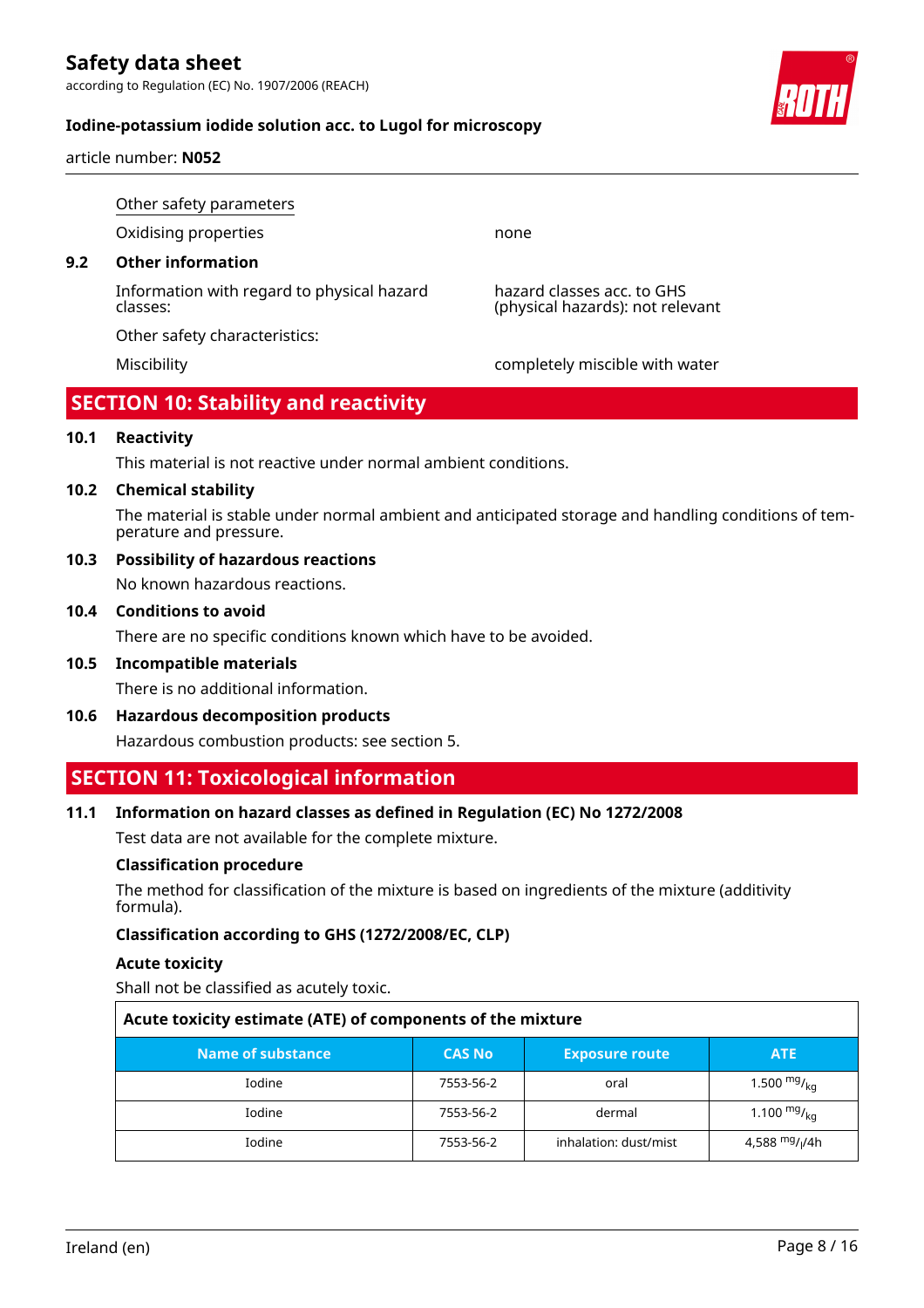Other safety parameters

Oxidising properties — none

### 9.2 Other information

Information with regard to physical hazard classes: — hazard classes acc. to GHS (physical hazards): not relevant

Other safety characteristics:

Miscibility — completely miscible with water

## SECTION 10: Stability and reactivity

### 10.1 Reactivity

This material is not reactive under normal ambient conditions.

### 10.2 Chemical stability

The material is stable under normal ambient and anticipated storage and handling conditions of temperature and pressure.

### 10.3 Possibility of hazardous reactions

No known hazardous reactions.

### 10.4 Conditions to avoid

There are no specific conditions known which have to be avoided.

### 10.5 Incompatible materials

There is no additional information.

### 10.6 Hazardous decomposition products

Hazardous combustion products: see section 5.

## SECTION 11: Toxicological information

### 11.1 Information on hazard classes as defined in Regulation (EC) No 1272/2008

Test data are not available for the complete mixture.

**Classification procedure**

The method for classification of the mixture is based on ingredients of the mixture (additivity formula).

**Classification according to GHS (1272/2008/EC, CLP)**

**Acute toxicity**

Shall not be classified as acutely toxic.

**Acute toxicity estimate (ATE) of components of the mixture**

| Name of substance | CAS No | Exposure route | ATE |
|---|---|---|---|
| Iodine | 7553-56-2 | oral | 1.500 $^{mg}/_{kg}$ |
| Iodine | 7553-56-2 | dermal | 1.100 $^{mg}/_{kg}$ |
| Iodine | 7553-56-2 | inhalation: dust/mist | 4,588 $^{mg}/_{l}$/4h |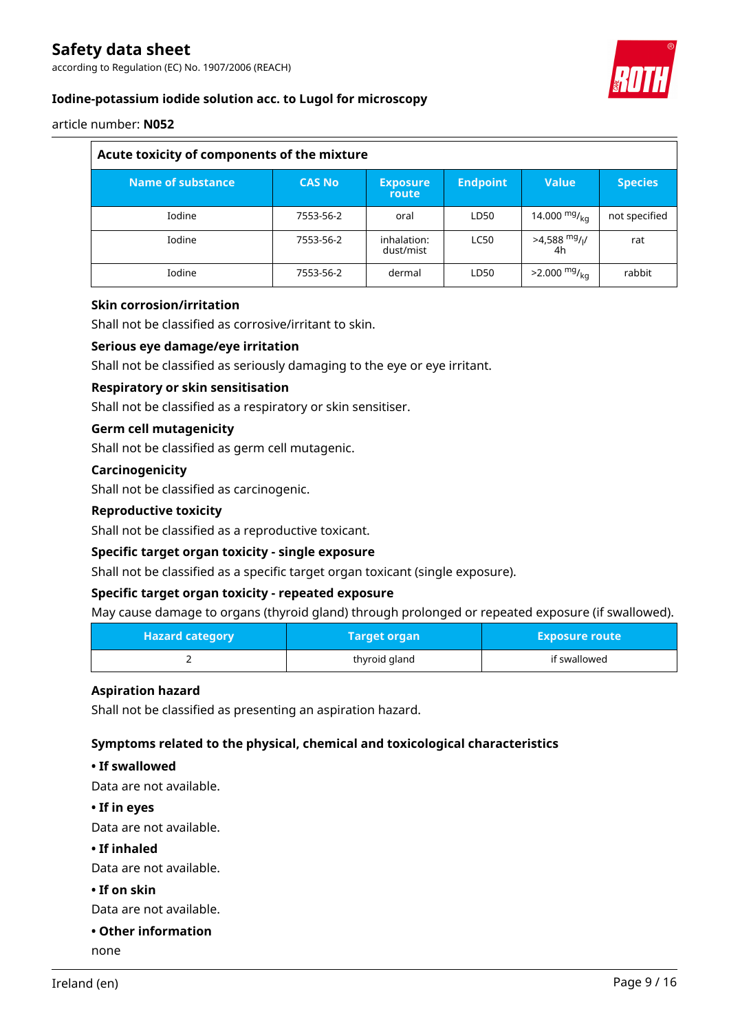| Acute toxicity of components of the mixture | | | | | |
|---|---|---|---|---|---|
| **Name of substance** | **CAS No** | **Exposure route** | **Endpoint** | **Value** | **Species** |
| Iodine | 7553-56-2 | oral | LD50 | 14.000 $^{mg}/_{kg}$ | not specified |
| Iodine | 7553-56-2 | inhalation: dust/mist | LC50 | >4,588 $^{mg}/_{l}$/ 4h | rat |
| Iodine | 7553-56-2 | dermal | LD50 | >2.000 $^{mg}/_{kg}$ | rabbit |

### Skin corrosion/irritation

Shall not be classified as corrosive/irritant to skin.

### Serious eye damage/eye irritation

Shall not be classified as seriously damaging to the eye or eye irritant.

### Respiratory or skin sensitisation

Shall not be classified as a respiratory or skin sensitiser.

### Germ cell mutagenicity

Shall not be classified as germ cell mutagenic.

### Carcinogenicity

Shall not be classified as carcinogenic.

### Reproductive toxicity

Shall not be classified as a reproductive toxicant.

### Specific target organ toxicity - single exposure

Shall not be classified as a specific target organ toxicant (single exposure).

### Specific target organ toxicity - repeated exposure

May cause damage to organs (thyroid gland) through prolonged or repeated exposure (if swallowed).

| Hazard category | Target organ | Exposure route |
|---|---|---|
| 2 | thyroid gland | if swallowed |

### Aspiration hazard

Shall not be classified as presenting an aspiration hazard.

### Symptoms related to the physical, chemical and toxicological characteristics

**• If swallowed**

Data are not available.

**• If in eyes**

Data are not available.

**• If inhaled**

Data are not available.

**• If on skin**

Data are not available.

**• Other information**

none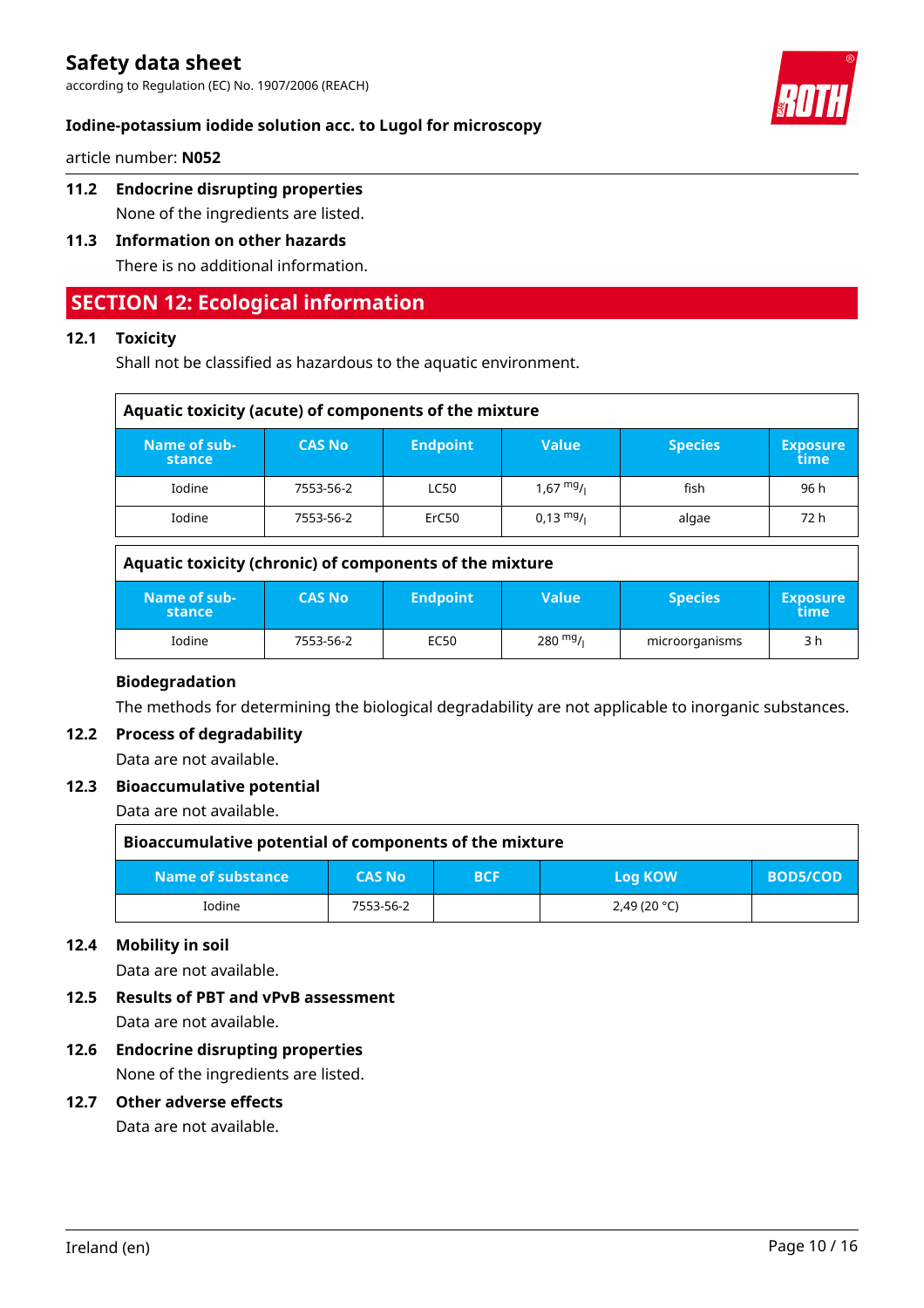### 11.2 Endocrine disrupting properties

None of the ingredients are listed.

### 11.3 Information on other hazards

There is no additional information.

## SECTION 12: Ecological information

### 12.1 Toxicity

Shall not be classified as hazardous to the aquatic environment.

**Aquatic toxicity (acute) of components of the mixture**

| Name of substance | CAS No | Endpoint | Value | Species | Exposure time |
|---|---|---|---|---|---|
| Iodine | 7553-56-2 | LC50 | 1,67 $^{mg}/_{l}$ | fish | 96 h |
| Iodine | 7553-56-2 | ErC50 | 0,13 $^{mg}/_{l}$ | algae | 72 h |

**Aquatic toxicity (chronic) of components of the mixture**

| Name of substance | CAS No | Endpoint | Value | Species | Exposure time |
|---|---|---|---|---|---|
| Iodine | 7553-56-2 | EC50 | 280 $^{mg}/_{l}$ | microorganisms | 3 h |

**Biodegradation**

The methods for determining the biological degradability are not applicable to inorganic substances.

### 12.2 Process of degradability

Data are not available.

### 12.3 Bioaccumulative potential

Data are not available.

**Bioaccumulative potential of components of the mixture**

| Name of substance | CAS No | BCF | Log KOW | BOD5/COD |
|---|---|---|---|---|
| Iodine | 7553-56-2 | | 2,49 (20 °C) | |

### 12.4 Mobility in soil

Data are not available.

### 12.5 Results of PBT and vPvB assessment

Data are not available.

### 12.6 Endocrine disrupting properties

None of the ingredients are listed.

### 12.7 Other adverse effects

Data are not available.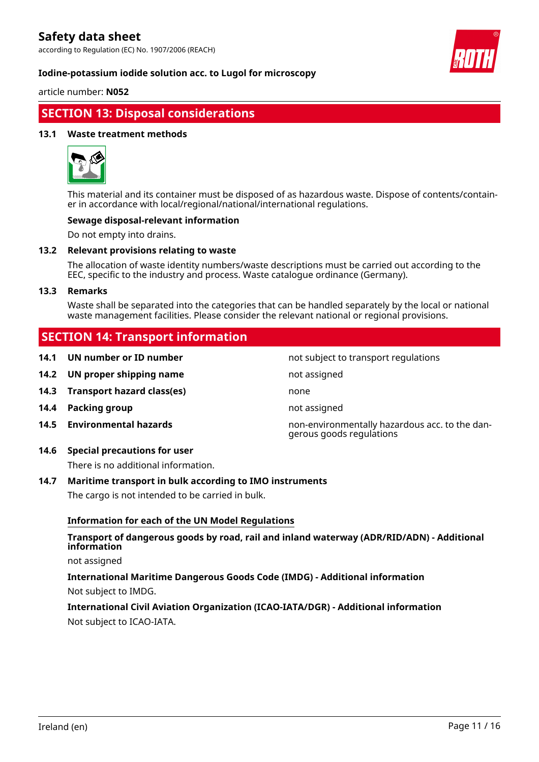## SECTION 13: Disposal considerations

### 13.1 Waste treatment methods

This material and its container must be disposed of as hazardous waste. Dispose of contents/container in accordance with local/regional/national/international regulations.

**Sewage disposal-relevant information**

Do not empty into drains.

### 13.2 Relevant provisions relating to waste

The allocation of waste identity numbers/waste descriptions must be carried out according to the EEC, specific to the industry and process. Waste catalogue ordinance (Germany).

### 13.3 Remarks

Waste shall be separated into the categories that can be handled separately by the local or national waste management facilities. Please consider the relevant national or regional provisions.

## SECTION 14: Transport information

| | | |
|---|---|---|
| **14.1** | **UN number or ID number** | not subject to transport regulations |
| **14.2** | **UN proper shipping name** | not assigned |
| **14.3** | **Transport hazard class(es)** | none |
| **14.4** | **Packing group** | not assigned |
| **14.5** | **Environmental hazards** | non-environmentally hazardous acc. to the dangerous goods regulations |

### 14.6 Special precautions for user

There is no additional information.

### 14.7 Maritime transport in bulk according to IMO instruments

The cargo is not intended to be carried in bulk.

**Information for each of the UN Model Regulations**

**Transport of dangerous goods by road, rail and inland waterway (ADR/RID/ADN) - Additional information**

not assigned

**International Maritime Dangerous Goods Code (IMDG) - Additional information**

Not subject to IMDG.

**International Civil Aviation Organization (ICAO-IATA/DGR) - Additional information**

Not subject to ICAO-IATA.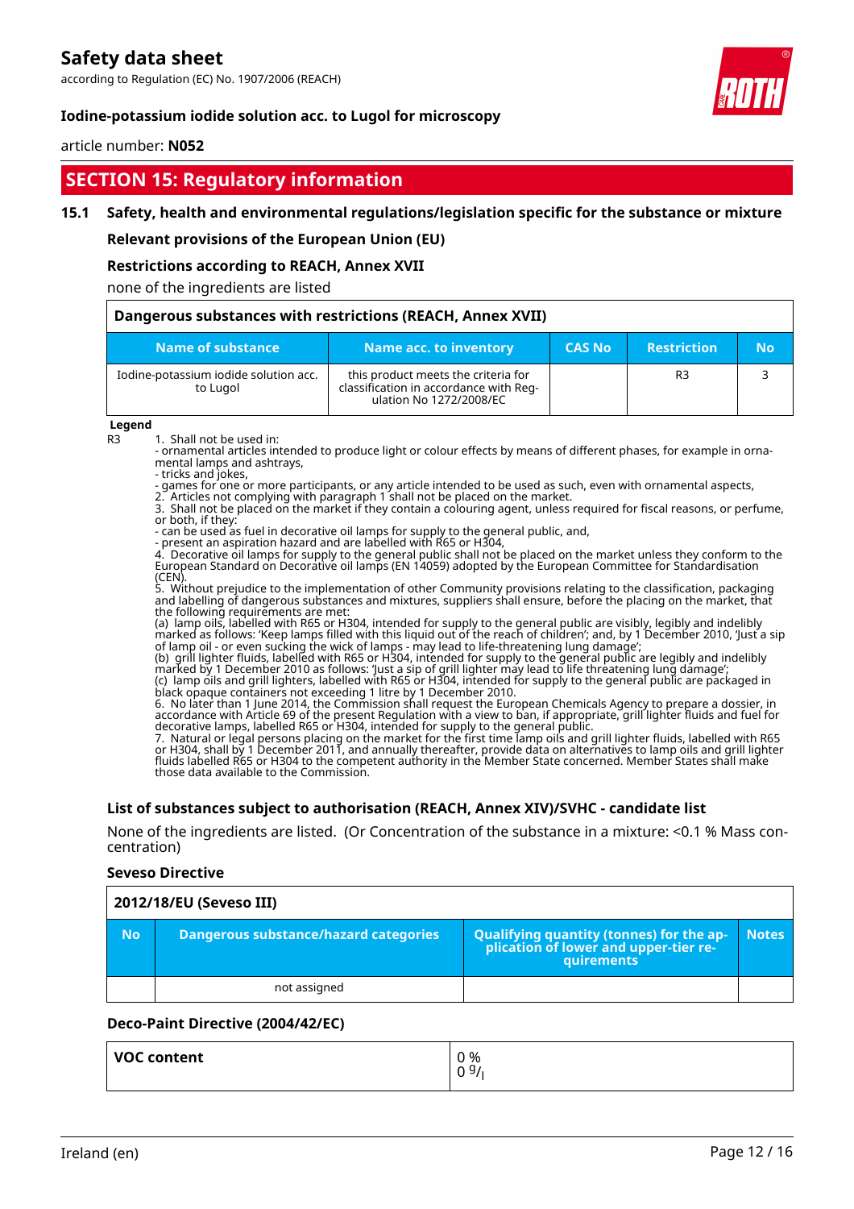## SECTION 15: Regulatory information

### 15.1 Safety, health and environmental regulations/legislation specific for the substance or mixture

**Relevant provisions of the European Union (EU)**

**Restrictions according to REACH, Annex XVII**

none of the ingredients are listed

| Dangerous substances with restrictions (REACH, Annex XVII) | | | | |
|---|---|---|---|---|
| **Name of substance** | **Name acc. to inventory** | **CAS No** | **Restriction** | **No** |
| Iodine-potassium iodide solution acc. to Lugol | this product meets the criteria for classification in accordance with Regulation No 1272/2008/EC | | R3 | 3 |

**Legend**

R3 1. Shall not be used in:
- ornamental articles intended to produce light or colour effects by means of different phases, for example in ornamental lamps and ashtrays,
- tricks and jokes,
- games for one or more participants, or any article intended to be used as such, even with ornamental aspects,
2. Articles not complying with paragraph 1 shall not be placed on the market.
3. Shall not be placed on the market if they contain a colouring agent, unless required for fiscal reasons, or perfume, or both, if they:
- can be used as fuel in decorative oil lamps for supply to the general public, and,
- present an aspiration hazard and are labelled with R65 or H304,
4. Decorative oil lamps for supply to the general public shall not be placed on the market unless they conform to the European Standard on Decorative oil lamps (EN 14059) adopted by the European Committee for Standardisation (CEN).
5. Without prejudice to the implementation of other Community provisions relating to the classification, packaging and labelling of dangerous substances and mixtures, suppliers shall ensure, before the placing on the market, that the following requirements are met:
(a) lamp oils, labelled with R65 or H304, intended for supply to the general public are visibly, legibly and indelibly marked as follows: 'Keep lamps filled with this liquid out of the reach of children'; and, by 1 December 2010, 'Just a sip of lamp oil - or even sucking the wick of lamps - may lead to life-threatening lung damage';
(b) grill lighter fluids, labelled with R65 or H304, intended for supply to the general public are legibly and indelibly marked by 1 December 2010 as follows: 'Just a sip of grill lighter may lead to life threatening lung damage';
(c) lamp oils and grill lighters, labelled with R65 or H304, intended for supply to the general public are packaged in black opaque containers not exceeding 1 litre by 1 December 2010.
6. No later than 1 June 2014, the Commission shall request the European Chemicals Agency to prepare a dossier, in accordance with Article 69 of the present Regulation with a view to ban, if appropriate, grill lighter fluids and fuel for decorative lamps, labelled R65 or H304, intended for supply to the general public.
7. Natural or legal persons placing on the market for the first time lamp oils and grill lighter fluids, labelled with R65 or H304, shall by 1 December 2011, and annually thereafter, provide data on alternatives to lamp oils and grill lighter fluids labelled R65 or H304 to the competent authority in the Member State concerned. Member States shall make those data available to the Commission.

**List of substances subject to authorisation (REACH, Annex XIV)/SVHC - candidate list**

None of the ingredients are listed. (Or Concentration of the substance in a mixture: <0.1 % Mass concentration)

**Seveso Directive**

| 2012/18/EU (Seveso III) | | | |
|---|---|---|---|
| **No** | **Dangerous substance/hazard categories** | **Qualifying quantity (tonnes) for the application of lower and upper-tier requirements** | **Notes** |
| | not assigned | | |

**Deco-Paint Directive (2004/42/EC)**

| VOC content | 0 %<br>0 g/l |
|---|---|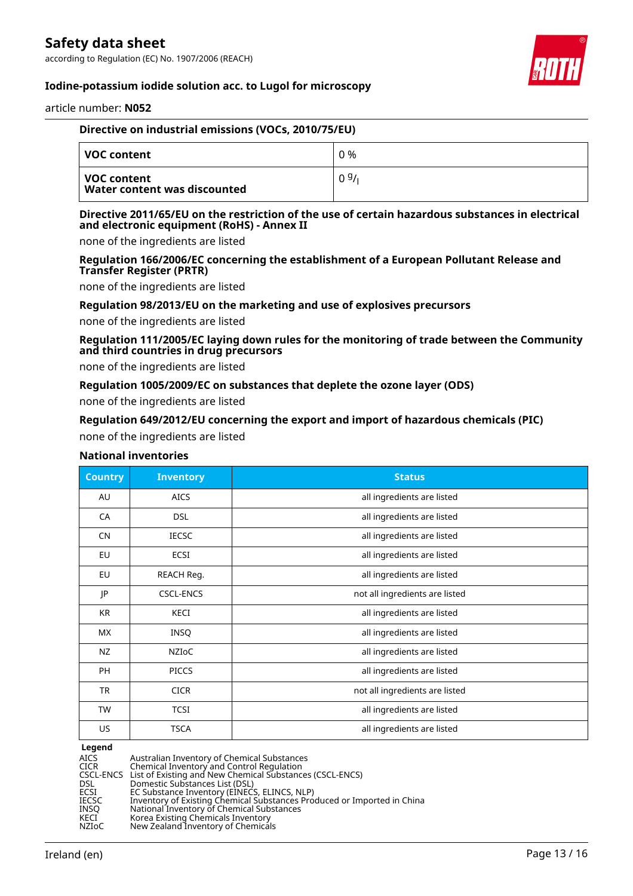#### Directive on industrial emissions (VOCs, 2010/75/EU)

| VOC content | 0 % |
|---|---|
| VOC content<br>Water content was discounted | 0 $^{g}/_{l}$ |

#### Directive 2011/65/EU on the restriction of the use of certain hazardous substances in electrical and electronic equipment (RoHS) - Annex II

none of the ingredients are listed

#### Regulation 166/2006/EC concerning the establishment of a European Pollutant Release and Transfer Register (PRTR)

none of the ingredients are listed

#### Regulation 98/2013/EU on the marketing and use of explosives precursors

none of the ingredients are listed

#### Regulation 111/2005/EC laying down rules for the monitoring of trade between the Community and third countries in drug precursors

none of the ingredients are listed

#### Regulation 1005/2009/EC on substances that deplete the ozone layer (ODS)

none of the ingredients are listed

#### Regulation 649/2012/EU concerning the export and import of hazardous chemicals (PIC)

none of the ingredients are listed

#### National inventories

| Country | Inventory | Status |
|---|---|---|
| AU | AICS | all ingredients are listed |
| CA | DSL | all ingredients are listed |
| CN | IECSC | all ingredients are listed |
| EU | ECSI | all ingredients are listed |
| EU | REACH Reg. | all ingredients are listed |
| JP | CSCL-ENCS | not all ingredients are listed |
| KR | KECI | all ingredients are listed |
| MX | INSQ | all ingredients are listed |
| NZ | NZIoC | all ingredients are listed |
| PH | PICCS | all ingredients are listed |
| TR | CICR | not all ingredients are listed |
| TW | TCSI | all ingredients are listed |
| US | TSCA | all ingredients are listed |

**Legend**

| | |
|---|---|
| AICS | Australian Inventory of Chemical Substances |
| CICR | Chemical Inventory and Control Regulation |
| CSCL-ENCS | List of Existing and New Chemical Substances (CSCL-ENCS) |
| DSL | Domestic Substances List (DSL) |
| ECSI | EC Substance Inventory (EINECS, ELINCS, NLP) |
| IECSC | Inventory of Existing Chemical Substances Produced or Imported in China |
| INSQ | National Inventory of Chemical Substances |
| KECI | Korea Existing Chemicals Inventory |
| NZIoC | New Zealand Inventory of Chemicals |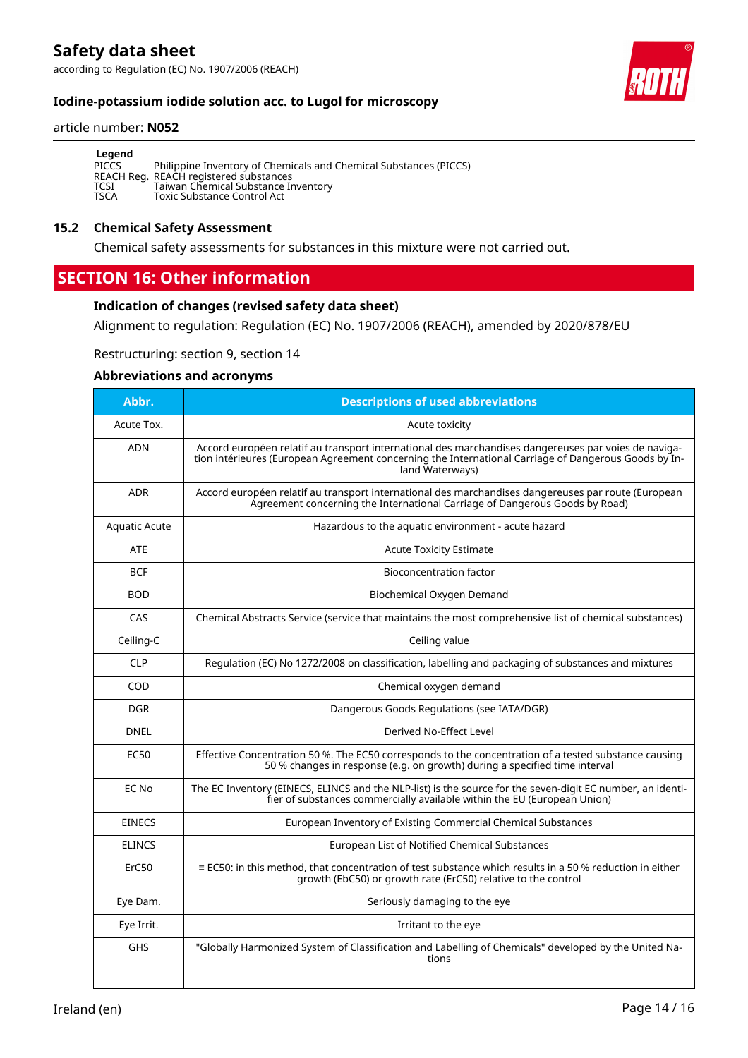**Legend**

| | |
|---|---|
| PICCS | Philippine Inventory of Chemicals and Chemical Substances (PICCS) |
| REACH Reg. | REACH registered substances |
| TCSI | Taiwan Chemical Substance Inventory |
| TSCA | Toxic Substance Control Act |

### 15.2 Chemical Safety Assessment

Chemical safety assessments for substances in this mixture were not carried out.

## SECTION 16: Other information

### Indication of changes (revised safety data sheet)

Alignment to regulation: Regulation (EC) No. 1907/2006 (REACH), amended by 2020/878/EU

Restructuring: section 9, section 14

### Abbreviations and acronyms

| Abbr. | Descriptions of used abbreviations |
|---|---|
| Acute Tox. | Acute toxicity |
| ADN | Accord européen relatif au transport international des marchandises dangereuses par voies de navigation intérieures (European Agreement concerning the International Carriage of Dangerous Goods by Inland Waterways) |
| ADR | Accord européen relatif au transport international des marchandises dangereuses par route (European Agreement concerning the International Carriage of Dangerous Goods by Road) |
| Aquatic Acute | Hazardous to the aquatic environment - acute hazard |
| ATE | Acute Toxicity Estimate |
| BCF | Bioconcentration factor |
| BOD | Biochemical Oxygen Demand |
| CAS | Chemical Abstracts Service (service that maintains the most comprehensive list of chemical substances) |
| Ceiling-C | Ceiling value |
| CLP | Regulation (EC) No 1272/2008 on classification, labelling and packaging of substances and mixtures |
| COD | Chemical oxygen demand |
| DGR | Dangerous Goods Regulations (see IATA/DGR) |
| DNEL | Derived No-Effect Level |
| EC50 | Effective Concentration 50 %. The EC50 corresponds to the concentration of a tested substance causing 50 % changes in response (e.g. on growth) during a specified time interval |
| EC No | The EC Inventory (EINECS, ELINCS and the NLP-list) is the source for the seven-digit EC number, an identifier of substances commercially available within the EU (European Union) |
| EINECS | European Inventory of Existing Commercial Chemical Substances |
| ELINCS | European List of Notified Chemical Substances |
| ErC50 | ≡ EC50: in this method, that concentration of test substance which results in a 50 % reduction in either growth (EbC50) or growth rate (ErC50) relative to the control |
| Eye Dam. | Seriously damaging to the eye |
| Eye Irrit. | Irritant to the eye |
| GHS | "Globally Harmonized System of Classification and Labelling of Chemicals" developed by the United Nations |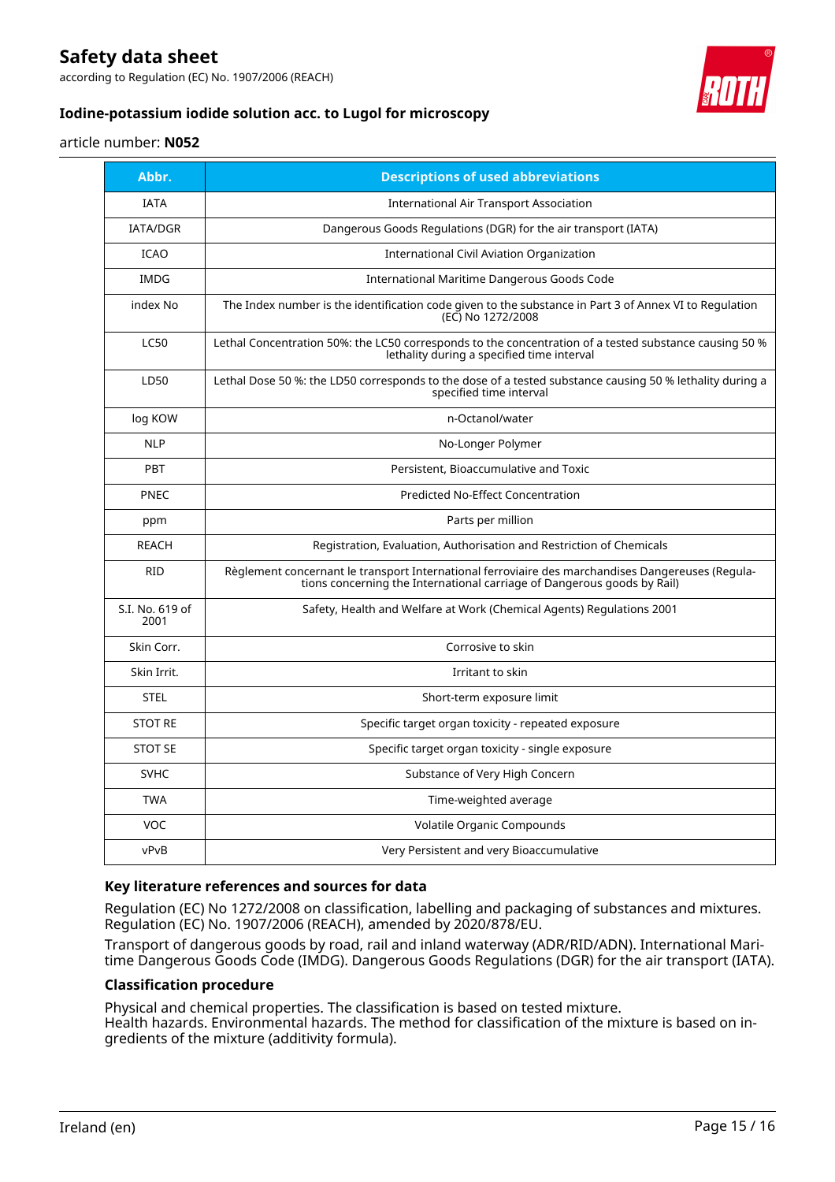| Abbr. | Descriptions of used abbreviations |
|---|---|
| IATA | International Air Transport Association |
| IATA/DGR | Dangerous Goods Regulations (DGR) for the air transport (IATA) |
| ICAO | International Civil Aviation Organization |
| IMDG | International Maritime Dangerous Goods Code |
| index No | The Index number is the identification code given to the substance in Part 3 of Annex VI to Regulation (EC) No 1272/2008 |
| LC50 | Lethal Concentration 50%: the LC50 corresponds to the concentration of a tested substance causing 50 % lethality during a specified time interval |
| LD50 | Lethal Dose 50 %: the LD50 corresponds to the dose of a tested substance causing 50 % lethality during a specified time interval |
| log KOW | n-Octanol/water |
| NLP | No-Longer Polymer |
| PBT | Persistent, Bioaccumulative and Toxic |
| PNEC | Predicted No-Effect Concentration |
| ppm | Parts per million |
| REACH | Registration, Evaluation, Authorisation and Restriction of Chemicals |
| RID | Règlement concernant le transport International ferroviaire des marchandises Dangereuses (Regulations concerning the International carriage of Dangerous goods by Rail) |
| S.I. No. 619 of 2001 | Safety, Health and Welfare at Work (Chemical Agents) Regulations 2001 |
| Skin Corr. | Corrosive to skin |
| Skin Irrit. | Irritant to skin |
| STEL | Short-term exposure limit |
| STOT RE | Specific target organ toxicity - repeated exposure |
| STOT SE | Specific target organ toxicity - single exposure |
| SVHC | Substance of Very High Concern |
| TWA | Time-weighted average |
| VOC | Volatile Organic Compounds |
| vPvB | Very Persistent and very Bioaccumulative |

### Key literature references and sources for data

Regulation (EC) No 1272/2008 on classification, labelling and packaging of substances and mixtures. Regulation (EC) No. 1907/2006 (REACH), amended by 2020/878/EU.

Transport of dangerous goods by road, rail and inland waterway (ADR/RID/ADN). International Maritime Dangerous Goods Code (IMDG). Dangerous Goods Regulations (DGR) for the air transport (IATA).

### Classification procedure

Physical and chemical properties. The classification is based on tested mixture.
Health hazards. Environmental hazards. The method for classification of the mixture is based on ingredients of the mixture (additivity formula).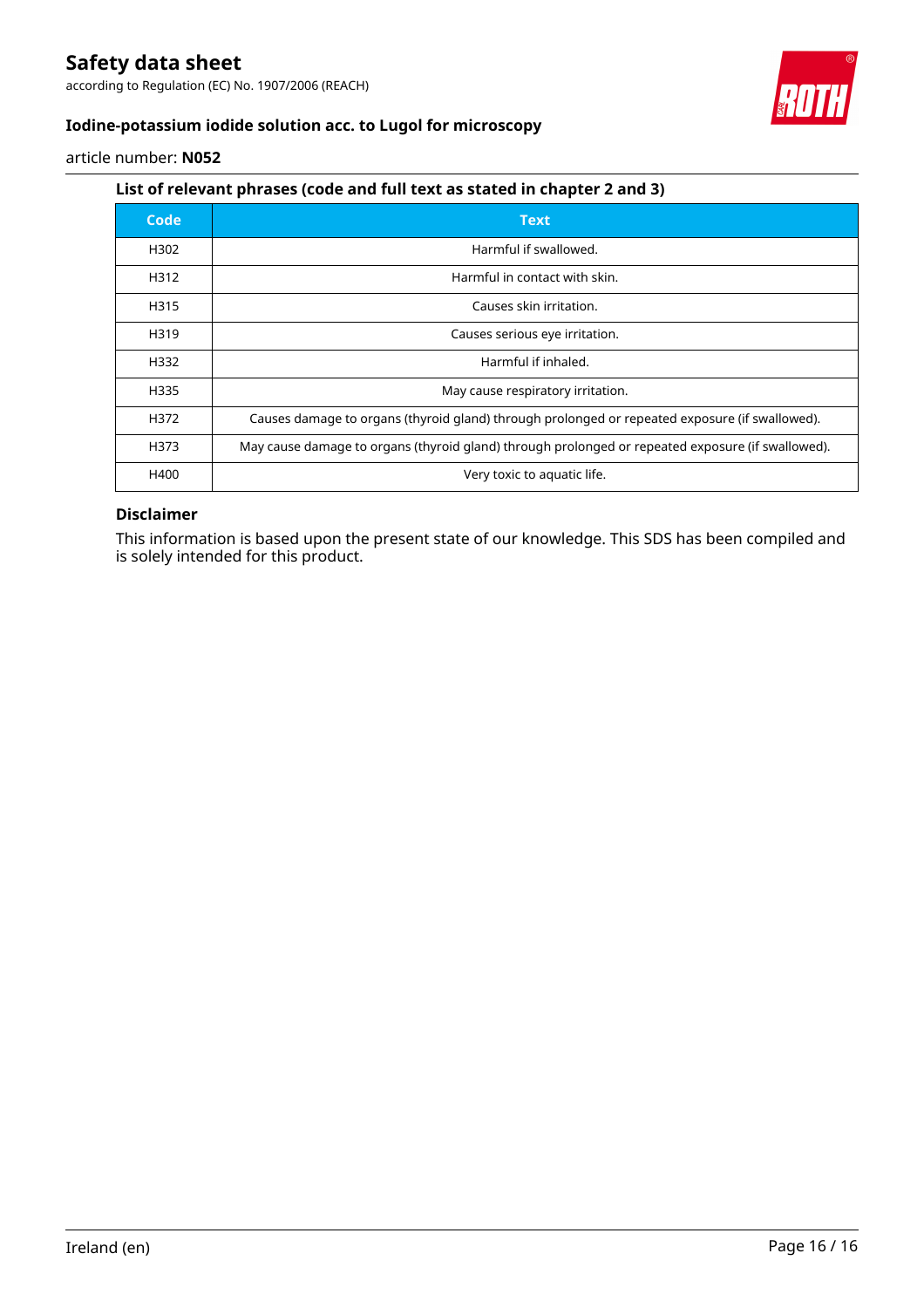### List of relevant phrases (code and full text as stated in chapter 2 and 3)

| Code | Text |
|---|---|
| H302 | Harmful if swallowed. |
| H312 | Harmful in contact with skin. |
| H315 | Causes skin irritation. |
| H319 | Causes serious eye irritation. |
| H332 | Harmful if inhaled. |
| H335 | May cause respiratory irritation. |
| H372 | Causes damage to organs (thyroid gland) through prolonged or repeated exposure (if swallowed). |
| H373 | May cause damage to organs (thyroid gland) through prolonged or repeated exposure (if swallowed). |
| H400 | Very toxic to aquatic life. |

### Disclaimer

This information is based upon the present state of our knowledge. This SDS has been compiled and is solely intended for this product.